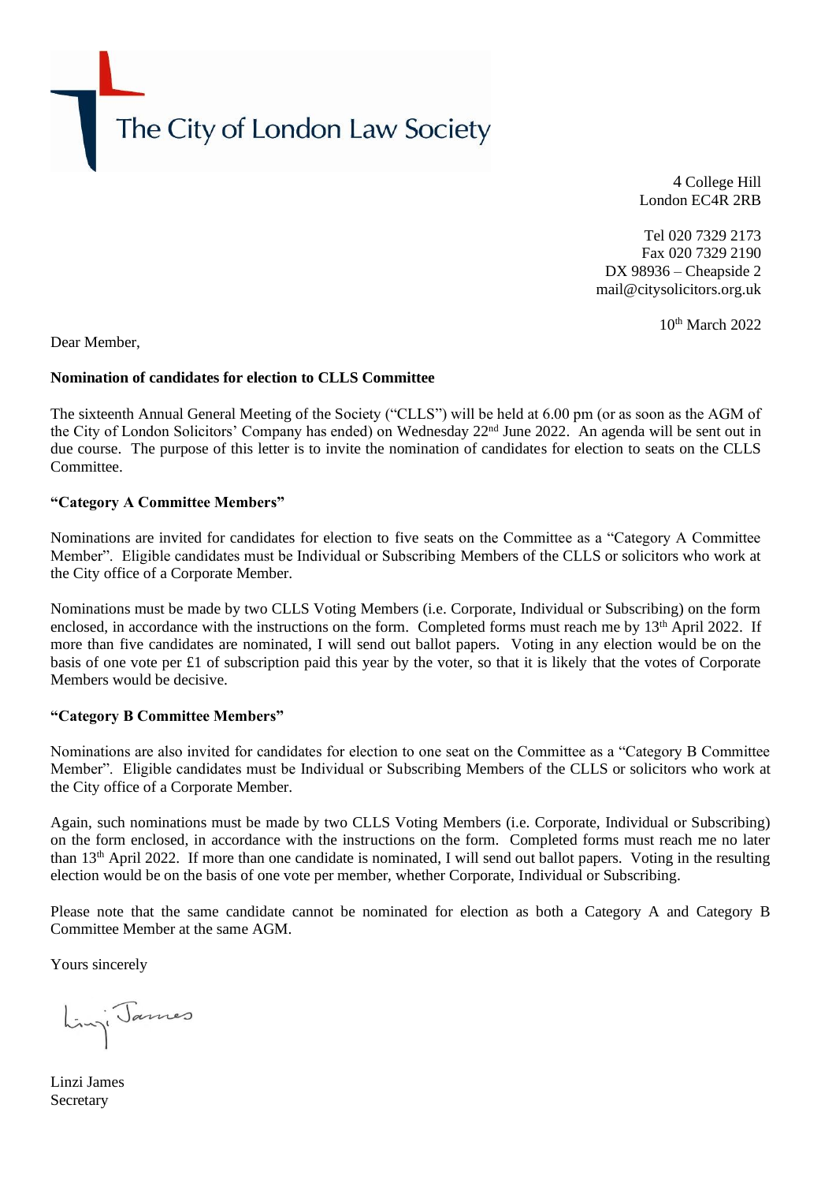The City of London Law Society

4 College Hill
London EC4R 2RB

Tel 020 7329 2173
Fax 020 7329 2190
DX 98936 – Cheapside 2
mail@citysolicitors.org.uk

10th March 2022

Dear Member,

**Nomination of candidates for election to CLLS Committee**

The sixteenth Annual General Meeting of the Society ("CLLS") will be held at 6.00 pm (or as soon as the AGM of the City of London Solicitors' Company has ended) on Wednesday 22nd June 2022. An agenda will be sent out in due course. The purpose of this letter is to invite the nomination of candidates for election to seats on the CLLS Committee.

**"Category A Committee Members"**

Nominations are invited for candidates for election to five seats on the Committee as a "Category A Committee Member". Eligible candidates must be Individual or Subscribing Members of the CLLS or solicitors who work at the City office of a Corporate Member.

Nominations must be made by two CLLS Voting Members (i.e. Corporate, Individual or Subscribing) on the form enclosed, in accordance with the instructions on the form. Completed forms must reach me by 13th April 2022. If more than five candidates are nominated, I will send out ballot papers. Voting in any election would be on the basis of one vote per £1 of subscription paid this year by the voter, so that it is likely that the votes of Corporate Members would be decisive.

**"Category B Committee Members"**

Nominations are also invited for candidates for election to one seat on the Committee as a "Category B Committee Member". Eligible candidates must be Individual or Subscribing Members of the CLLS or solicitors who work at the City office of a Corporate Member.

Again, such nominations must be made by two CLLS Voting Members (i.e. Corporate, Individual or Subscribing) on the form enclosed, in accordance with the instructions on the form. Completed forms must reach me no later than 13th April 2022. If more than one candidate is nominated, I will send out ballot papers. Voting in the resulting election would be on the basis of one vote per member, whether Corporate, Individual or Subscribing.

Please note that the same candidate cannot be nominated for election as both a Category A and Category B Committee Member at the same AGM.

Yours sincerely

Linzi James

Linzi James
Secretary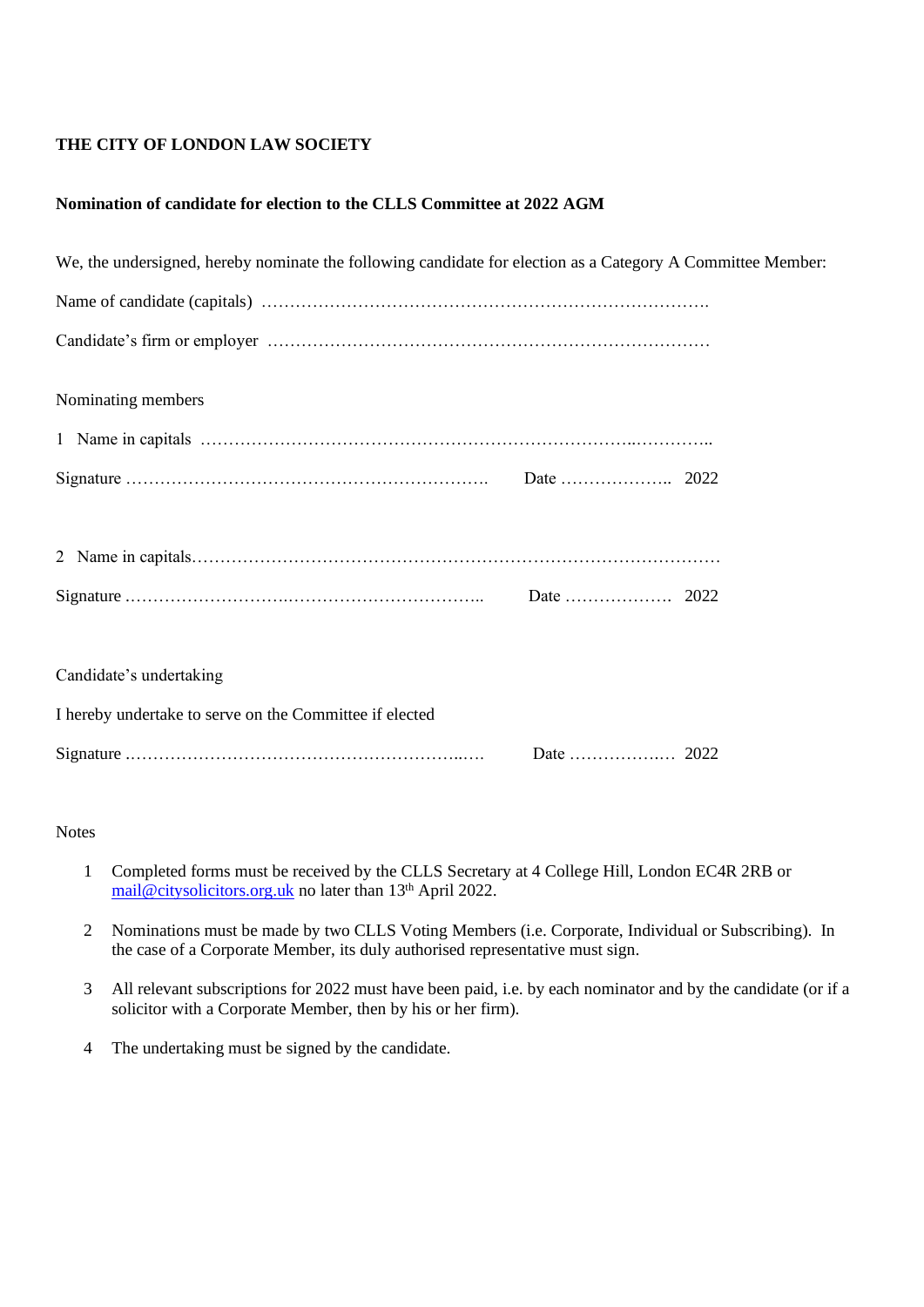**THE CITY OF LONDON LAW SOCIETY**

**Nomination of candidate for election to the CLLS Committee at 2022 AGM**

We, the undersigned, hereby nominate the following candidate for election as a Category A Committee Member:

Name of candidate (capitals) …………………………………………………………………….

Candidate's firm or employer ……………………………………………………………………

Nominating members

1 Name in capitals …………………………………………………………………..…………..

Signature ………………………………………………………. Date ……………….. 2022

2 Name in capitals………………………………………………………………………………

Signature ……………………….…………………………….. Date ………………. 2022

Candidate's undertaking

I hereby undertake to serve on the Committee if elected

Signature ……………………………………………………..…. Date …………….… 2022

Notes

1. Completed forms must be received by the CLLS Secretary at 4 College Hill, London EC4R 2RB or mail@citysolicitors.org.uk no later than 13th April 2022.
2. Nominations must be made by two CLLS Voting Members (i.e. Corporate, Individual or Subscribing). In the case of a Corporate Member, its duly authorised representative must sign.
3. All relevant subscriptions for 2022 must have been paid, i.e. by each nominator and by the candidate (or if a solicitor with a Corporate Member, then by his or her firm).
4. The undertaking must be signed by the candidate.